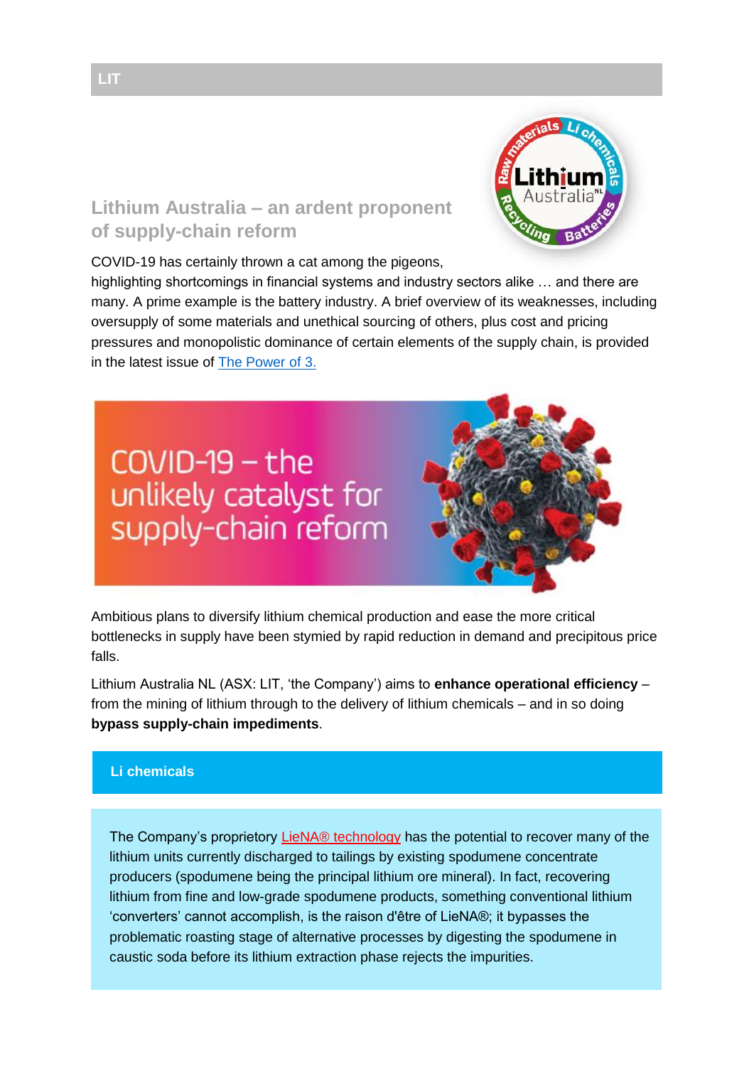LIT

## Lithium Australia – an ardent proponent of supply-chain reform

COVID-19 has certainly thrown a cat among the pigeons, highlighting shortcomings in financial systems and industry sectors alike … and there are many. A prime example is the battery industry. A brief overview of its weaknesses, including oversupply of some materials and unethical sourcing of others, plus cost and pricing pressures and monopolistic dominance of certain elements of the supply chain, is provided in the latest issue of The Power of 3.

COVID-19 – the unlikely catalyst for supply-chain reform

Ambitious plans to diversify lithium chemical production and ease the more critical bottlenecks in supply have been stymied by rapid reduction in demand and precipitous price falls.

Lithium Australia NL (ASX: LIT, 'the Company') aims to **enhance operational efficiency** – from the mining of lithium through to the delivery of lithium chemicals – and in so doing **bypass supply-chain impediments**.

### Li chemicals

The Company's proprietary LieNA® technology has the potential to recover many of the lithium units currently discharged to tailings by existing spodumene concentrate producers (spodumene being the principal lithium ore mineral). In fact, recovering lithium from fine and low-grade spodumene products, something conventional lithium 'converters' cannot accomplish, is the raison d'être of LieNA®; it bypasses the problematic roasting stage of alternative processes by digesting the spodumene in caustic soda before its lithium extraction phase rejects the impurities.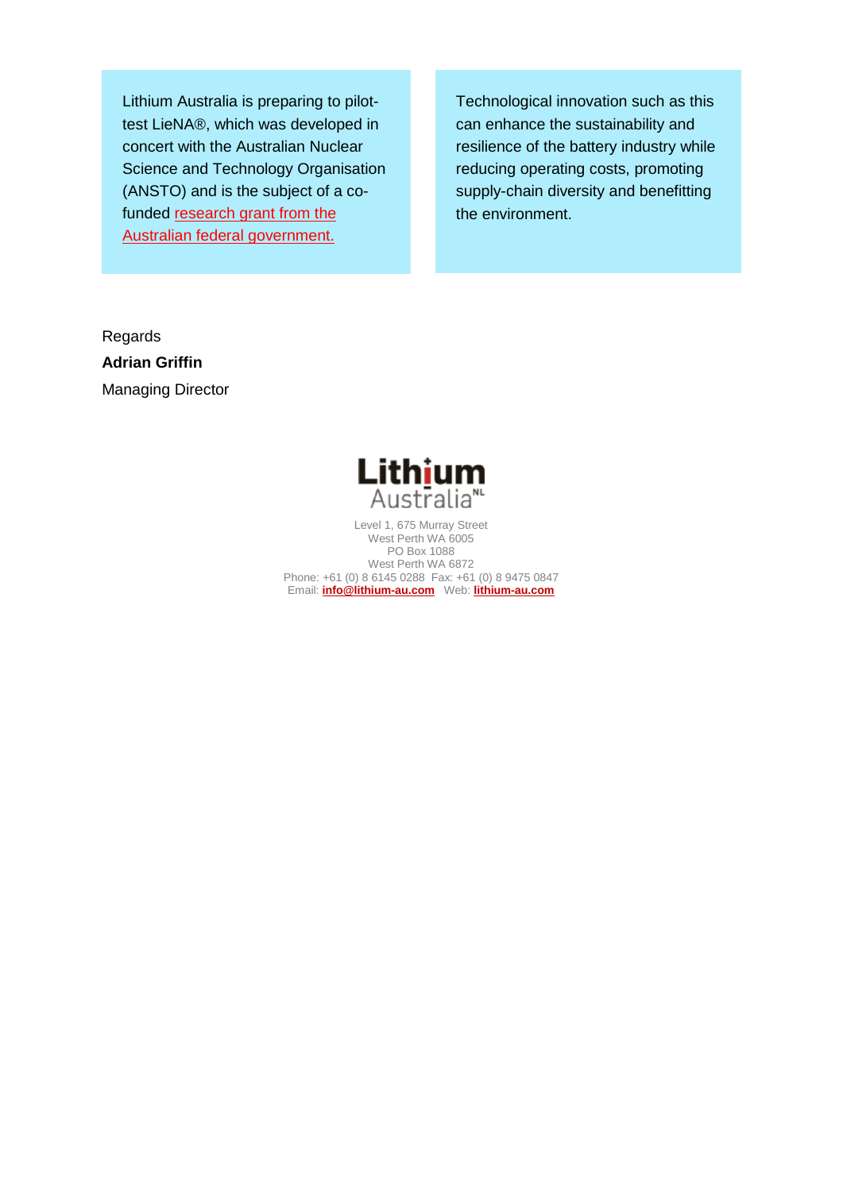Lithium Australia is preparing to pilot-test LieNA®, which was developed in concert with the Australian Nuclear Science and Technology Organisation (ANSTO) and is the subject of a co-funded research grant from the Australian federal government.

Technological innovation such as this can enhance the sustainability and resilience of the battery industry while reducing operating costs, promoting supply-chain diversity and benefitting the environment.

Regards

**Adrian Griffin**

Managing Director

Lithium Australia NL

Level 1, 675 Murray Street
West Perth WA 6005
PO Box 1088
West Perth WA 6872
Phone: +61 (0) 8 6145 0288 Fax: +61 (0) 8 9475 0847
Email: **info@lithium-au.com** Web: **lithium-au.com**